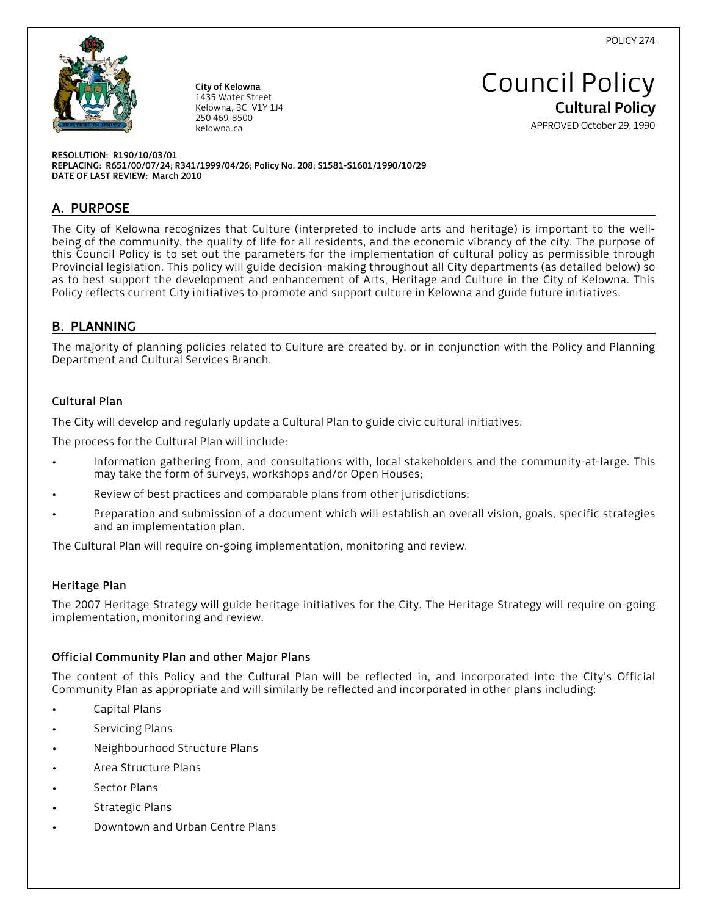POLICY 274

**City of Kelowna**
1435 Water Street
Kelowna, BC V1Y 1J4
250 469-8500
kelowna.ca

# Council Policy

## Cultural Policy

APPROVED October 29, 1990

**RESOLUTION: R190/10/03/01**
**REPLACING: R651/00/07/24; R341/1999/04/26; Policy No. 208; S1581-S1601/1990/10/29**
**DATE OF LAST REVIEW: March 2010**

## A. PURPOSE

The City of Kelowna recognizes that Culture (interpreted to include arts and heritage) is important to the well-being of the community, the quality of life for all residents, and the economic vibrancy of the city. The purpose of this Council Policy is to set out the parameters for the implementation of cultural policy as permissible through Provincial legislation. This policy will guide decision-making throughout all City departments (as detailed below) so as to best support the development and enhancement of Arts, Heritage and Culture in the City of Kelowna. This Policy reflects current City initiatives to promote and support culture in Kelowna and guide future initiatives.

## B. PLANNING

The majority of planning policies related to Culture are created by, or in conjunction with the Policy and Planning Department and Cultural Services Branch.

### Cultural Plan

The City will develop and regularly update a Cultural Plan to guide civic cultural initiatives.

The process for the Cultural Plan will include:

- Information gathering from, and consultations with, local stakeholders and the community-at-large. This may take the form of surveys, workshops and/or Open Houses;
- Review of best practices and comparable plans from other jurisdictions;
- Preparation and submission of a document which will establish an overall vision, goals, specific strategies and an implementation plan.

The Cultural Plan will require on-going implementation, monitoring and review.

### Heritage Plan

The 2007 Heritage Strategy will guide heritage initiatives for the City. The Heritage Strategy will require on-going implementation, monitoring and review.

### Official Community Plan and other Major Plans

The content of this Policy and the Cultural Plan will be reflected in, and incorporated into the City's Official Community Plan as appropriate and will similarly be reflected and incorporated in other plans including:

- Capital Plans
- Servicing Plans
- Neighbourhood Structure Plans
- Area Structure Plans
- Sector Plans
- Strategic Plans
- Downtown and Urban Centre Plans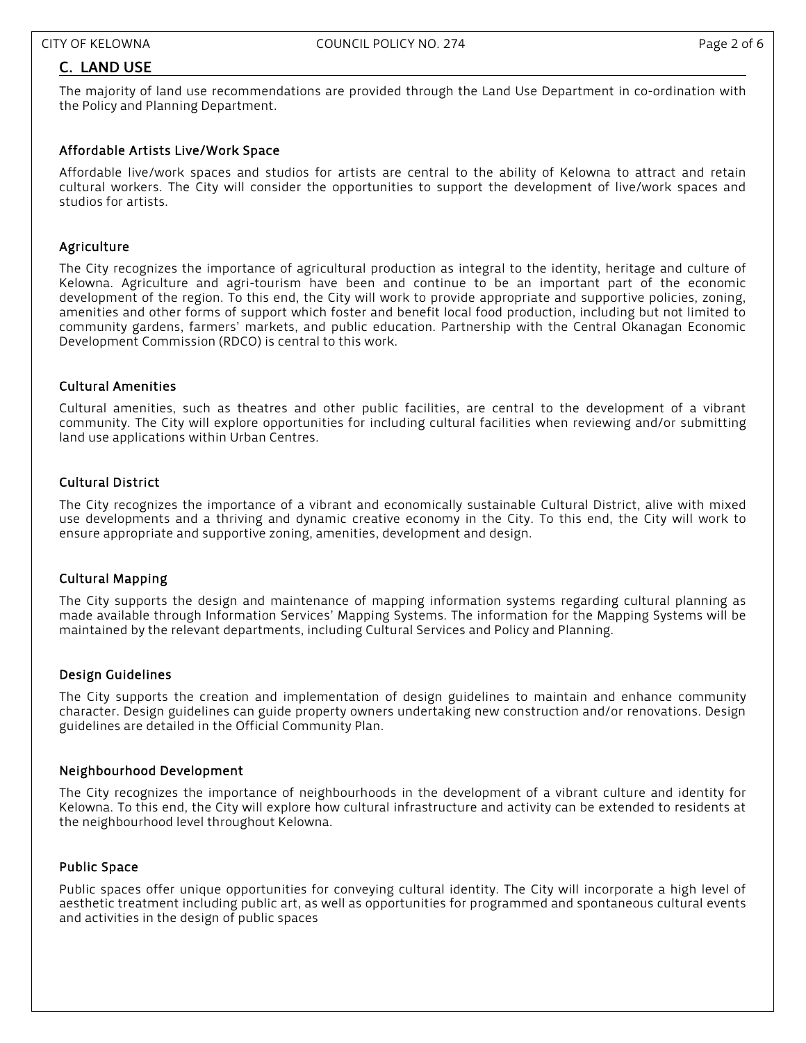## C. LAND USE

The majority of land use recommendations are provided through the Land Use Department in co-ordination with the Policy and Planning Department.

### Affordable Artists Live/Work Space

Affordable live/work spaces and studios for artists are central to the ability of Kelowna to attract and retain cultural workers. The City will consider the opportunities to support the development of live/work spaces and studios for artists.

### Agriculture

The City recognizes the importance of agricultural production as integral to the identity, heritage and culture of Kelowna. Agriculture and agri-tourism have been and continue to be an important part of the economic development of the region. To this end, the City will work to provide appropriate and supportive policies, zoning, amenities and other forms of support which foster and benefit local food production, including but not limited to community gardens, farmers' markets, and public education. Partnership with the Central Okanagan Economic Development Commission (RDCO) is central to this work.

### Cultural Amenities

Cultural amenities, such as theatres and other public facilities, are central to the development of a vibrant community. The City will explore opportunities for including cultural facilities when reviewing and/or submitting land use applications within Urban Centres.

### Cultural District

The City recognizes the importance of a vibrant and economically sustainable Cultural District, alive with mixed use developments and a thriving and dynamic creative economy in the City. To this end, the City will work to ensure appropriate and supportive zoning, amenities, development and design.

### Cultural Mapping

The City supports the design and maintenance of mapping information systems regarding cultural planning as made available through Information Services' Mapping Systems. The information for the Mapping Systems will be maintained by the relevant departments, including Cultural Services and Policy and Planning.

### Design Guidelines

The City supports the creation and implementation of design guidelines to maintain and enhance community character. Design guidelines can guide property owners undertaking new construction and/or renovations. Design guidelines are detailed in the Official Community Plan.

### Neighbourhood Development

The City recognizes the importance of neighbourhoods in the development of a vibrant culture and identity for Kelowna. To this end, the City will explore how cultural infrastructure and activity can be extended to residents at the neighbourhood level throughout Kelowna.

### Public Space

Public spaces offer unique opportunities for conveying cultural identity. The City will incorporate a high level of aesthetic treatment including public art, as well as opportunities for programmed and spontaneous cultural events and activities in the design of public spaces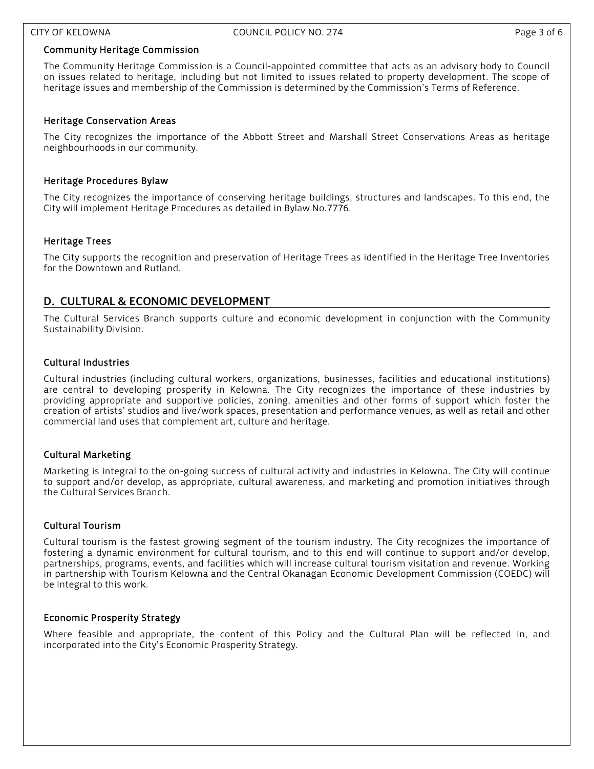### Community Heritage Commission

The Community Heritage Commission is a Council-appointed committee that acts as an advisory body to Council on issues related to heritage, including but not limited to issues related to property development. The scope of heritage issues and membership of the Commission is determined by the Commission's Terms of Reference.

### Heritage Conservation Areas

The City recognizes the importance of the Abbott Street and Marshall Street Conservations Areas as heritage neighbourhoods in our community.

### Heritage Procedures Bylaw

The City recognizes the importance of conserving heritage buildings, structures and landscapes. To this end, the City will implement Heritage Procedures as detailed in Bylaw No.7776.

### Heritage Trees

The City supports the recognition and preservation of Heritage Trees as identified in the Heritage Tree Inventories for the Downtown and Rutland.

## D. CULTURAL & ECONOMIC DEVELOPMENT

The Cultural Services Branch supports culture and economic development in conjunction with the Community Sustainability Division.

### Cultural Industries

Cultural industries (including cultural workers, organizations, businesses, facilities and educational institutions) are central to developing prosperity in Kelowna. The City recognizes the importance of these industries by providing appropriate and supportive policies, zoning, amenities and other forms of support which foster the creation of artists' studios and live/work spaces, presentation and performance venues, as well as retail and other commercial land uses that complement art, culture and heritage.

### Cultural Marketing

Marketing is integral to the on-going success of cultural activity and industries in Kelowna. The City will continue to support and/or develop, as appropriate, cultural awareness, and marketing and promotion initiatives through the Cultural Services Branch.

### Cultural Tourism

Cultural tourism is the fastest growing segment of the tourism industry. The City recognizes the importance of fostering a dynamic environment for cultural tourism, and to this end will continue to support and/or develop, partnerships, programs, events, and facilities which will increase cultural tourism visitation and revenue. Working in partnership with Tourism Kelowna and the Central Okanagan Economic Development Commission (COEDC) will be integral to this work.

### Economic Prosperity Strategy

Where feasible and appropriate, the content of this Policy and the Cultural Plan will be reflected in, and incorporated into the City's Economic Prosperity Strategy.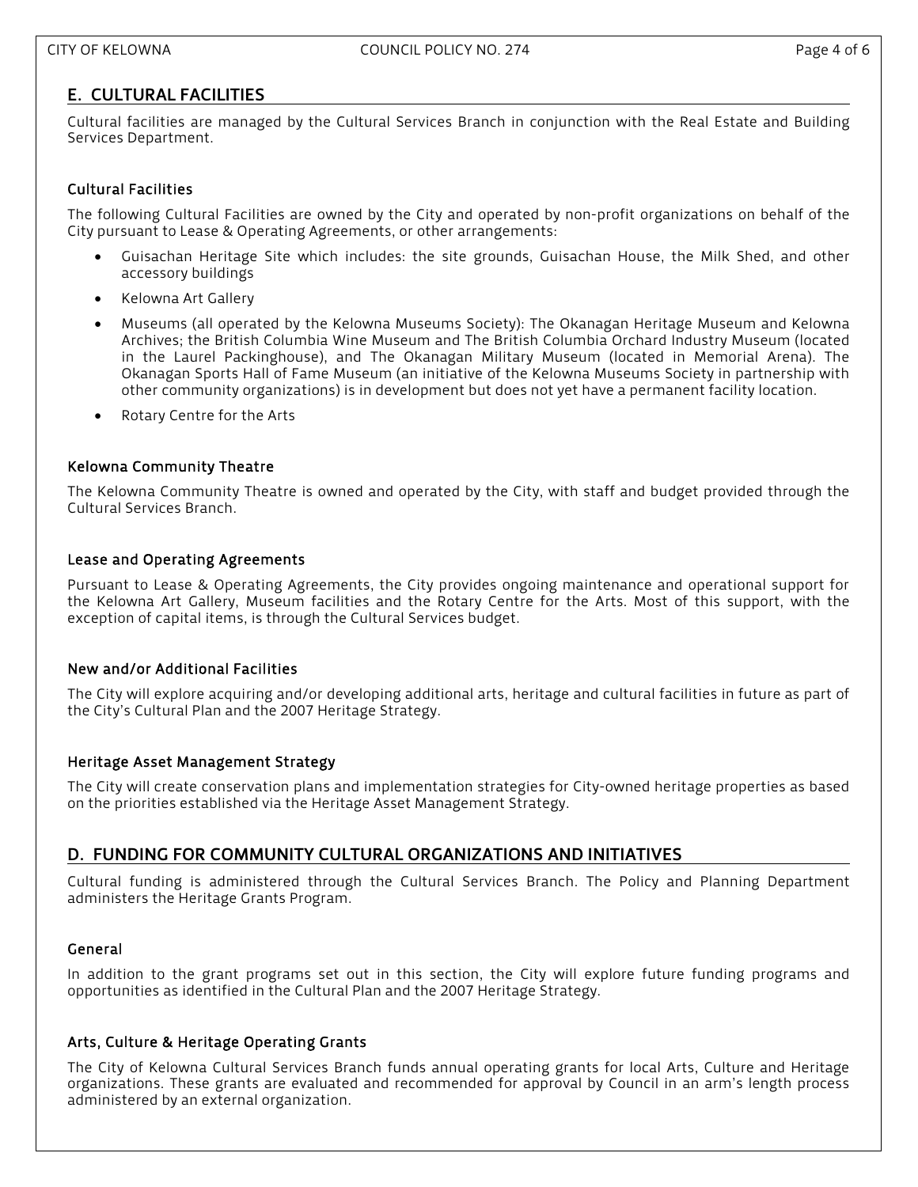## E. CULTURAL FACILITIES

Cultural facilities are managed by the Cultural Services Branch in conjunction with the Real Estate and Building Services Department.

### Cultural Facilities

The following Cultural Facilities are owned by the City and operated by non-profit organizations on behalf of the City pursuant to Lease & Operating Agreements, or other arrangements:

- Guisachan Heritage Site which includes: the site grounds, Guisachan House, the Milk Shed, and other accessory buildings
- Kelowna Art Gallery
- Museums (all operated by the Kelowna Museums Society): The Okanagan Heritage Museum and Kelowna Archives; the British Columbia Wine Museum and The British Columbia Orchard Industry Museum (located in the Laurel Packinghouse), and The Okanagan Military Museum (located in Memorial Arena). The Okanagan Sports Hall of Fame Museum (an initiative of the Kelowna Museums Society in partnership with other community organizations) is in development but does not yet have a permanent facility location.
- Rotary Centre for the Arts

### Kelowna Community Theatre

The Kelowna Community Theatre is owned and operated by the City, with staff and budget provided through the Cultural Services Branch.

### Lease and Operating Agreements

Pursuant to Lease & Operating Agreements, the City provides ongoing maintenance and operational support for the Kelowna Art Gallery, Museum facilities and the Rotary Centre for the Arts. Most of this support, with the exception of capital items, is through the Cultural Services budget.

### New and/or Additional Facilities

The City will explore acquiring and/or developing additional arts, heritage and cultural facilities in future as part of the City's Cultural Plan and the 2007 Heritage Strategy.

### Heritage Asset Management Strategy

The City will create conservation plans and implementation strategies for City-owned heritage properties as based on the priorities established via the Heritage Asset Management Strategy.

## D. FUNDING FOR COMMUNITY CULTURAL ORGANIZATIONS AND INITIATIVES

Cultural funding is administered through the Cultural Services Branch. The Policy and Planning Department administers the Heritage Grants Program.

### General

In addition to the grant programs set out in this section, the City will explore future funding programs and opportunities as identified in the Cultural Plan and the 2007 Heritage Strategy.

### Arts, Culture & Heritage Operating Grants

The City of Kelowna Cultural Services Branch funds annual operating grants for local Arts, Culture and Heritage organizations. These grants are evaluated and recommended for approval by Council in an arm's length process administered by an external organization.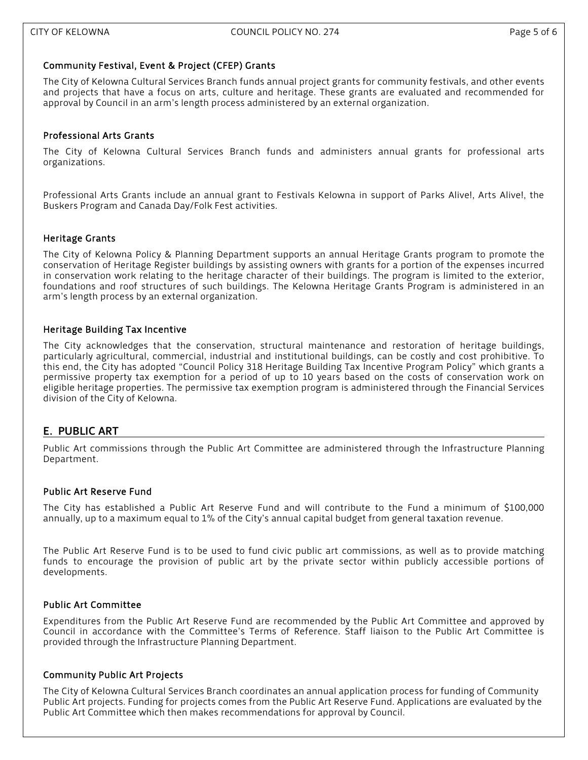### Community Festival, Event & Project (CFEP) Grants

The City of Kelowna Cultural Services Branch funds annual project grants for community festivals, and other events and projects that have a focus on arts, culture and heritage. These grants are evaluated and recommended for approval by Council in an arm's length process administered by an external organization.

### Professional Arts Grants

The City of Kelowna Cultural Services Branch funds and administers annual grants for professional arts organizations.

Professional Arts Grants include an annual grant to Festivals Kelowna in support of Parks Alive!, Arts Alive!, the Buskers Program and Canada Day/Folk Fest activities.

### Heritage Grants

The City of Kelowna Policy & Planning Department supports an annual Heritage Grants program to promote the conservation of Heritage Register buildings by assisting owners with grants for a portion of the expenses incurred in conservation work relating to the heritage character of their buildings. The program is limited to the exterior, foundations and roof structures of such buildings. The Kelowna Heritage Grants Program is administered in an arm's length process by an external organization.

### Heritage Building Tax Incentive

The City acknowledges that the conservation, structural maintenance and restoration of heritage buildings, particularly agricultural, commercial, industrial and institutional buildings, can be costly and cost prohibitive. To this end, the City has adopted "Council Policy 318 Heritage Building Tax Incentive Program Policy" which grants a permissive property tax exemption for a period of up to 10 years based on the costs of conservation work on eligible heritage properties. The permissive tax exemption program is administered through the Financial Services division of the City of Kelowna.

## E. PUBLIC ART

Public Art commissions through the Public Art Committee are administered through the Infrastructure Planning Department.

### Public Art Reserve Fund

The City has established a Public Art Reserve Fund and will contribute to the Fund a minimum of $100,000 annually, up to a maximum equal to 1% of the City's annual capital budget from general taxation revenue.

The Public Art Reserve Fund is to be used to fund civic public art commissions, as well as to provide matching funds to encourage the provision of public art by the private sector within publicly accessible portions of developments.

### Public Art Committee

Expenditures from the Public Art Reserve Fund are recommended by the Public Art Committee and approved by Council in accordance with the Committee's Terms of Reference. Staff liaison to the Public Art Committee is provided through the Infrastructure Planning Department.

### Community Public Art Projects

The City of Kelowna Cultural Services Branch coordinates an annual application process for funding of Community Public Art projects. Funding for projects comes from the Public Art Reserve Fund. Applications are evaluated by the Public Art Committee which then makes recommendations for approval by Council.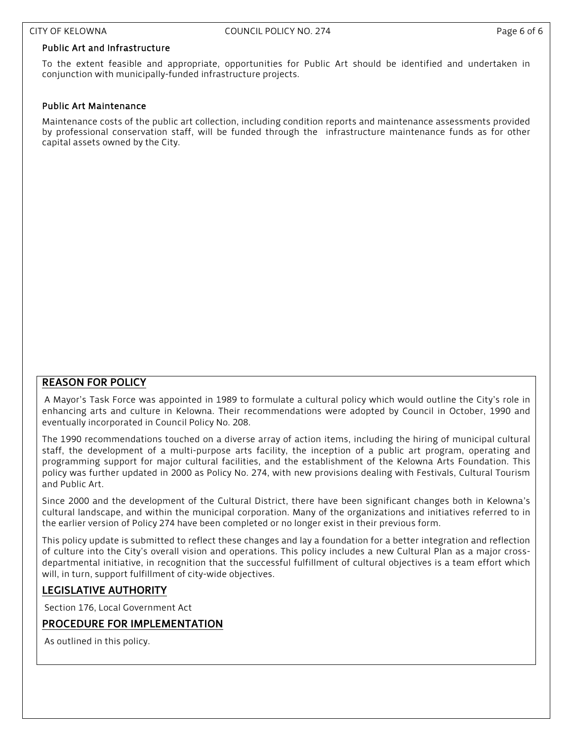### Public Art and Infrastructure

To the extent feasible and appropriate, opportunities for Public Art should be identified and undertaken in conjunction with municipally-funded infrastructure projects.

### Public Art Maintenance

Maintenance costs of the public art collection, including condition reports and maintenance assessments provided by professional conservation staff, will be funded through the infrastructure maintenance funds as for other capital assets owned by the City.

## REASON FOR POLICY

A Mayor's Task Force was appointed in 1989 to formulate a cultural policy which would outline the City's role in enhancing arts and culture in Kelowna. Their recommendations were adopted by Council in October, 1990 and eventually incorporated in Council Policy No. 208.

The 1990 recommendations touched on a diverse array of action items, including the hiring of municipal cultural staff, the development of a multi-purpose arts facility, the inception of a public art program, operating and programming support for major cultural facilities, and the establishment of the Kelowna Arts Foundation. This policy was further updated in 2000 as Policy No. 274, with new provisions dealing with Festivals, Cultural Tourism and Public Art.

Since 2000 and the development of the Cultural District, there have been significant changes both in Kelowna's cultural landscape, and within the municipal corporation. Many of the organizations and initiatives referred to in the earlier version of Policy 274 have been completed or no longer exist in their previous form.

This policy update is submitted to reflect these changes and lay a foundation for a better integration and reflection of culture into the City's overall vision and operations. This policy includes a new Cultural Plan as a major cross-departmental initiative, in recognition that the successful fulfillment of cultural objectives is a team effort which will, in turn, support fulfillment of city-wide objectives.

## LEGISLATIVE AUTHORITY

Section 176, Local Government Act

## PROCEDURE FOR IMPLEMENTATION

As outlined in this policy.